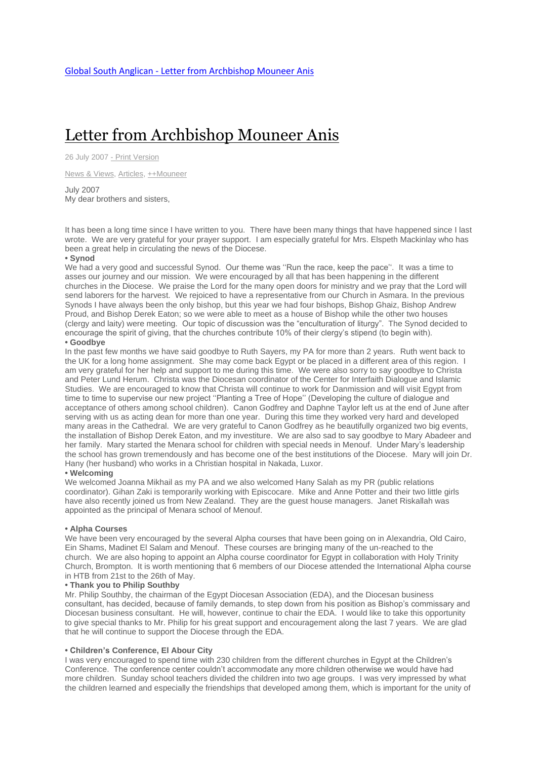[Global South Anglican - Letter from Archbishop Mouneer Anis]

# Letter from Archbishop Mouneer Anis

26 July 2007 - Print Version

News & Views, Articles, ++Mouneer

July 2007
My dear brothers and sisters,

It has been a long time since I have written to you. There have been many things that have happened since I last wrote. We are very grateful for your prayer support. I am especially grateful for Mrs. Elspeth Mackinlay who has been a great help in circulating the news of the Diocese.

**• Synod**

We had a very good and successful Synod. Our theme was ''Run the race, keep the pace''. It was a time to asses our journey and our mission. We were encouraged by all that has been happening in the different churches in the Diocese. We praise the Lord for the many open doors for ministry and we pray that the Lord will send laborers for the harvest. We rejoiced to have a representative from our Church in Asmara. In the previous Synods I have always been the only bishop, but this year we had four bishops, Bishop Ghaiz, Bishop Andrew Proud, and Bishop Derek Eaton; so we were able to meet as a house of Bishop while the other two houses (clergy and laity) were meeting. Our topic of discussion was the "enculturation of liturgy". The Synod decided to encourage the spirit of giving, that the churches contribute 10% of their clergy's stipend (to begin with).

**• Goodbye**

In the past few months we have said goodbye to Ruth Sayers, my PA for more than 2 years. Ruth went back to the UK for a long home assignment. She may come back Egypt or be placed in a different area of this region. I am very grateful for her help and support to me during this time. We were also sorry to say goodbye to Christa and Peter Lund Herum. Christa was the Diocesan coordinator of the Center for Interfaith Dialogue and Islamic Studies. We are encouraged to know that Christa will continue to work for Danmission and will visit Egypt from time to time to supervise our new project ''Planting a Tree of Hope'' (Developing the culture of dialogue and acceptance of others among school children). Canon Godfrey and Daphne Taylor left us at the end of June after serving with us as acting dean for more than one year. During this time they worked very hard and developed many areas in the Cathedral. We are very grateful to Canon Godfrey as he beautifully organized two big events, the installation of Bishop Derek Eaton, and my investiture. We are also sad to say goodbye to Mary Abadeer and her family. Mary started the Menara school for children with special needs in Menouf. Under Mary's leadership the school has grown tremendously and has become one of the best institutions of the Diocese. Mary will join Dr. Hany (her husband) who works in a Christian hospital in Nakada, Luxor.

**• Welcoming**

We welcomed Joanna Mikhail as my PA and we also welcomed Hany Salah as my PR (public relations coordinator). Gihan Zaki is temporarily working with Episcocare. Mike and Anne Potter and their two little girls have also recently joined us from New Zealand. They are the guest house managers. Janet Riskallah was appointed as the principal of Menara school of Menouf.

**• Alpha Courses**

We have been very encouraged by the several Alpha courses that have been going on in Alexandria, Old Cairo, Ein Shams, Madinet El Salam and Menouf. These courses are bringing many of the un-reached to the church. We are also hoping to appoint an Alpha course coordinator for Egypt in collaboration with Holy Trinity Church, Brompton. It is worth mentioning that 6 members of our Diocese attended the International Alpha course in HTB from 21st to the 26th of May.

**• Thank you to Philip Southby**

Mr. Philip Southby, the chairman of the Egypt Diocesan Association (EDA), and the Diocesan business consultant, has decided, because of family demands, to step down from his position as Bishop's commissary and Diocesan business consultant. He will, however, continue to chair the EDA. I would like to take this opportunity to give special thanks to Mr. Philip for his great support and encouragement along the last 7 years. We are glad that he will continue to support the Diocese through the EDA.

**• Children's Conference, El Abour City**

I was very encouraged to spend time with 230 children from the different churches in Egypt at the Children's Conference. The conference center couldn't accommodate any more children otherwise we would have had more children. Sunday school teachers divided the children into two age groups. I was very impressed by what the children learned and especially the friendships that developed among them, which is important for the unity of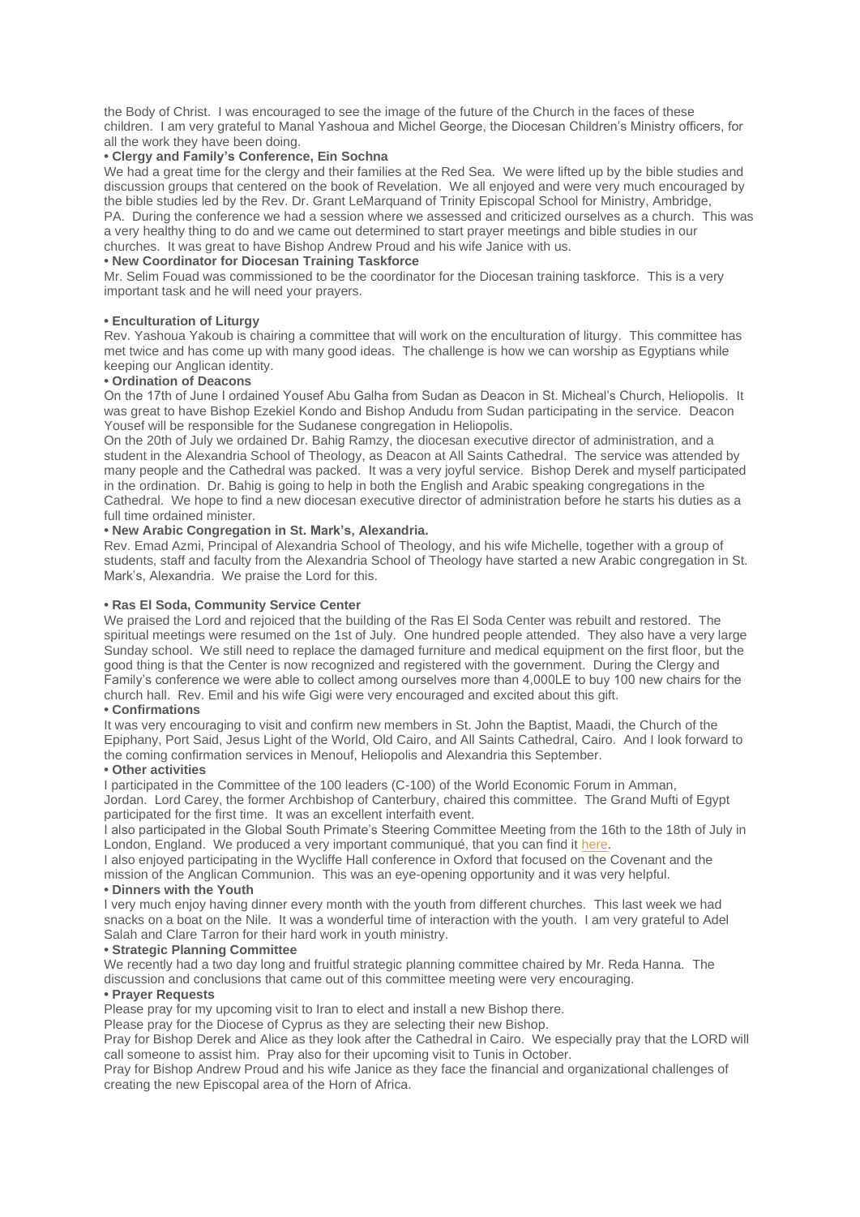the Body of Christ. I was encouraged to see the image of the future of the Church in the faces of these children. I am very grateful to Manal Yashoua and Michel George, the Diocesan Children's Ministry officers, for all the work they have been doing.

**• Clergy and Family's Conference, Ein Sochna**

We had a great time for the clergy and their families at the Red Sea. We were lifted up by the bible studies and discussion groups that centered on the book of Revelation. We all enjoyed and were very much encouraged by the bible studies led by the Rev. Dr. Grant LeMarquand of Trinity Episcopal School for Ministry, Ambridge, PA. During the conference we had a session where we assessed and criticized ourselves as a church. This was a very healthy thing to do and we came out determined to start prayer meetings and bible studies in our churches. It was great to have Bishop Andrew Proud and his wife Janice with us.

**• New Coordinator for Diocesan Training Taskforce**

Mr. Selim Fouad was commissioned to be the coordinator for the Diocesan training taskforce. This is a very important task and he will need your prayers.

**• Enculturation of Liturgy**

Rev. Yashoua Yakoub is chairing a committee that will work on the enculturation of liturgy. This committee has met twice and has come up with many good ideas. The challenge is how we can worship as Egyptians while keeping our Anglican identity.

**• Ordination of Deacons**

On the 17th of June I ordained Yousef Abu Galha from Sudan as Deacon in St. Micheal's Church, Heliopolis. It was great to have Bishop Ezekiel Kondo and Bishop Andudu from Sudan participating in the service. Deacon Yousef will be responsible for the Sudanese congregation in Heliopolis.

On the 20th of July we ordained Dr. Bahig Ramzy, the diocesan executive director of administration, and a student in the Alexandria School of Theology, as Deacon at All Saints Cathedral. The service was attended by many people and the Cathedral was packed. It was a very joyful service. Bishop Derek and myself participated in the ordination. Dr. Bahig is going to help in both the English and Arabic speaking congregations in the Cathedral. We hope to find a new diocesan executive director of administration before he starts his duties as a full time ordained minister.

**• New Arabic Congregation in St. Mark's, Alexandria.**

Rev. Emad Azmi, Principal of Alexandria School of Theology, and his wife Michelle, together with a group of students, staff and faculty from the Alexandria School of Theology have started a new Arabic congregation in St. Mark's, Alexandria. We praise the Lord for this.

**• Ras El Soda, Community Service Center**

We praised the Lord and rejoiced that the building of the Ras El Soda Center was rebuilt and restored. The spiritual meetings were resumed on the 1st of July. One hundred people attended. They also have a very large Sunday school. We still need to replace the damaged furniture and medical equipment on the first floor, but the good thing is that the Center is now recognized and registered with the government. During the Clergy and Family's conference we were able to collect among ourselves more than 4,000LE to buy 100 new chairs for the church hall. Rev. Emil and his wife Gigi were very encouraged and excited about this gift.

**• Confirmations**

It was very encouraging to visit and confirm new members in St. John the Baptist, Maadi, the Church of the Epiphany, Port Said, Jesus Light of the World, Old Cairo, and All Saints Cathedral, Cairo. And I look forward to the coming confirmation services in Menouf, Heliopolis and Alexandria this September.

**• Other activities**

I participated in the Committee of the 100 leaders (C-100) of the World Economic Forum in Amman, Jordan. Lord Carey, the former Archbishop of Canterbury, chaired this committee. The Grand Mufti of Egypt participated for the first time. It was an excellent interfaith event.

I also participated in the Global South Primate's Steering Committee Meeting from the 16th to the 18th of July in London, England. We produced a very important communiqué, that you can find it here.

I also enjoyed participating in the Wycliffe Hall conference in Oxford that focused on the Covenant and the mission of the Anglican Communion. This was an eye-opening opportunity and it was very helpful.

**• Dinners with the Youth**

I very much enjoy having dinner every month with the youth from different churches. This last week we had snacks on a boat on the Nile. It was a wonderful time of interaction with the youth. I am very grateful to Adel Salah and Clare Tarron for their hard work in youth ministry.

**• Strategic Planning Committee**

We recently had a two day long and fruitful strategic planning committee chaired by Mr. Reda Hanna. The discussion and conclusions that came out of this committee meeting were very encouraging.

**• Prayer Requests**

Please pray for my upcoming visit to Iran to elect and install a new Bishop there.

Please pray for the Diocese of Cyprus as they are selecting their new Bishop.

Pray for Bishop Derek and Alice as they look after the Cathedral in Cairo. We especially pray that the LORD will call someone to assist him. Pray also for their upcoming visit to Tunis in October.

Pray for Bishop Andrew Proud and his wife Janice as they face the financial and organizational challenges of creating the new Episcopal area of the Horn of Africa.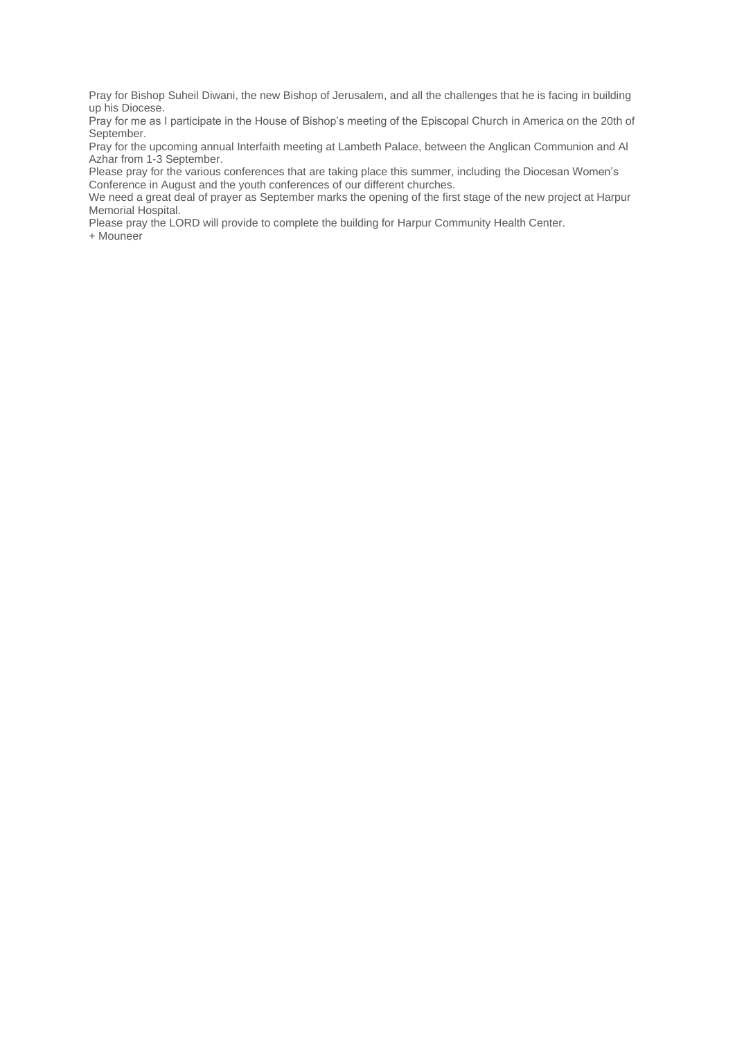Pray for Bishop Suheil Diwani, the new Bishop of Jerusalem, and all the challenges that he is facing in building up his Diocese.

Pray for me as I participate in the House of Bishop's meeting of the Episcopal Church in America on the 20th of September.

Pray for the upcoming annual Interfaith meeting at Lambeth Palace, between the Anglican Communion and Al Azhar from 1-3 September.

Please pray for the various conferences that are taking place this summer, including the Diocesan Women's Conference in August and the youth conferences of our different churches.

We need a great deal of prayer as September marks the opening of the first stage of the new project at Harpur Memorial Hospital.

Please pray the LORD will provide to complete the building for Harpur Community Health Center.

+ Mouneer